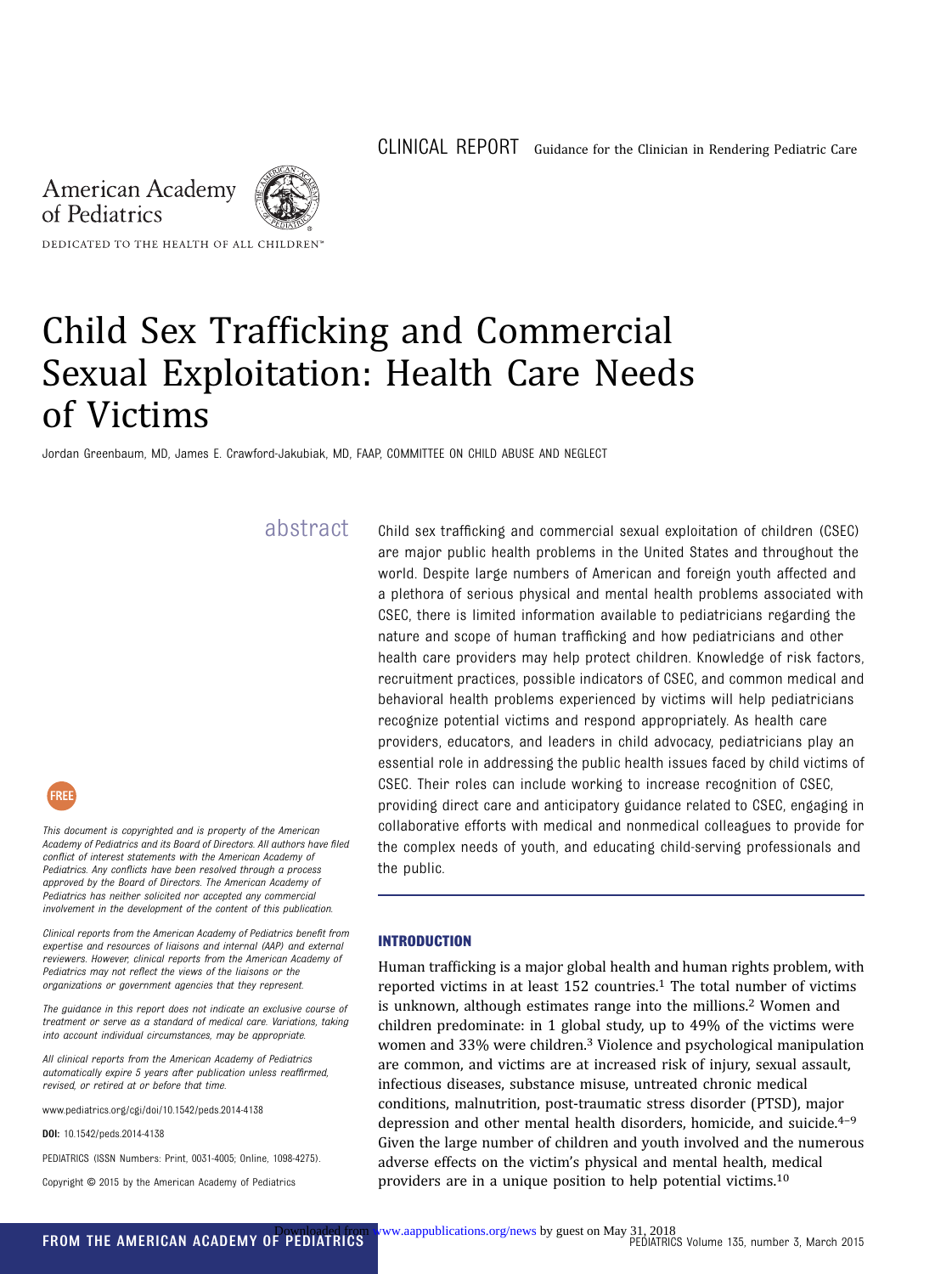CLINICAL REPORT Guidance for the Clinician in Rendering Pediatric Care

American Academy of Pediatrics

DEDICATED TO THE HEALTH OF ALL CHILDREN™

# Child Sex Trafficking and Commercial Sexual Exploitation: Health Care Needs of Victims

Jordan Greenbaum, MD, James E. Crawford-Jakubiak, MD, FAAP, COMMITTEE ON CHILD ABUSE AND NEGLECT

## abstract

Child sex trafficking and commercial sexual exploitation of children (CSEC) are major public health problems in the United States and throughout the world. Despite large numbers of American and foreign youth affected and a plethora of serious physical and mental health problems associated with CSEC, there is limited information available to pediatricians regarding the nature and scope of human trafficking and how pediatricians and other health care providers may help protect children. Knowledge of risk factors, recruitment practices, possible indicators of CSEC, and common medical and behavioral health problems experienced by victims will help pediatricians recognize potential victims and respond appropriately. As health care providers, educators, and leaders in child advocacy, pediatricians play an essential role in addressing the public health issues faced by child victims of CSEC. Their roles can include working to increase recognition of CSEC, providing direct care and anticipatory guidance related to CSEC, engaging in collaborative efforts with medical and nonmedical colleagues to provide for the complex needs of youth, and educating child-serving professionals and the public.

FREE

*This document is copyrighted and is property of the American Academy of Pediatrics and its Board of Directors. All authors have filed conflict of interest statements with the American Academy of Pediatrics. Any conflicts have been resolved through a process approved by the Board of Directors. The American Academy of Pediatrics has neither solicited nor accepted any commercial involvement in the development of the content of this publication.*

*Clinical reports from the American Academy of Pediatrics benefit from expertise and resources of liaisons and internal (AAP) and external reviewers. However, clinical reports from the American Academy of Pediatrics may not reflect the views of the liaisons or the organizations or government agencies that they represent.*

*The guidance in this report does not indicate an exclusive course of treatment or serve as a standard of medical care. Variations, taking into account individual circumstances, may be appropriate.*

*All clinical reports from the American Academy of Pediatrics automatically expire 5 years after publication unless reaffirmed, revised, or retired at or before that time.*

www.pediatrics.org/cgi/doi/10.1542/peds.2014-4138

**DOI:** 10.1542/peds.2014-4138

PEDIATRICS (ISSN Numbers: Print, 0031-4005; Online, 1098-4275).

Copyright © 2015 by the American Academy of Pediatrics

## INTRODUCTION

Human trafficking is a major global health and human rights problem, with reported victims in at least 152 countries.[1] The total number of victims is unknown, although estimates range into the millions.[2] Women and children predominate: in 1 global study, up to 49% of the victims were women and 33% were children.[3] Violence and psychological manipulation are common, and victims are at increased risk of injury, sexual assault, infectious diseases, substance misuse, untreated chronic medical conditions, malnutrition, post-traumatic stress disorder (PTSD), major depression and other mental health disorders, homicide, and suicide.[4–9] Given the large number of children and youth involved and the numerous adverse effects on the victim's physical and mental health, medical providers are in a unique position to help potential victims.[10]

FROM THE AMERICAN ACADEMY OF PEDIATRICS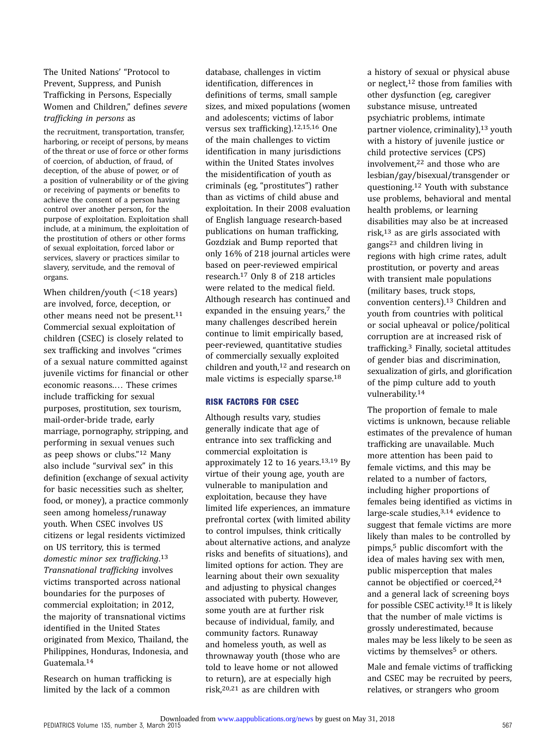The United Nations' "Protocol to Prevent, Suppress, and Punish Trafficking in Persons, Especially Women and Children," defines *severe trafficking in persons* as

> the recruitment, transportation, transfer, harboring, or receipt of persons, by means of the threat or use of force or other forms of coercion, of abduction, of fraud, of deception, of the abuse of power, or of a position of vulnerability or of the giving or receiving of payments or benefits to achieve the consent of a person having control over another person, for the purpose of exploitation. Exploitation shall include, at a minimum, the exploitation of the prostitution of others or other forms of sexual exploitation, forced labor or services, slavery or practices similar to slavery, servitude, and the removal of organs.

When children/youth (<18 years) are involved, force, deception, or other means need not be present.[11] Commercial sexual exploitation of children (CSEC) is closely related to sex trafficking and involves "crimes of a sexual nature committed against juvenile victims for financial or other economic reasons.… These crimes include trafficking for sexual purposes, prostitution, sex tourism, mail-order-bride trade, early marriage, pornography, stripping, and performing in sexual venues such as peep shows or clubs."[12] Many also include "survival sex" in this definition (exchange of sexual activity for basic necessities such as shelter, food, or money), a practice commonly seen among homeless/runaway youth. When CSEC involves US citizens or legal residents victimized on US territory, this is termed *domestic minor sex trafficking*.[13] *Transnational trafficking* involves victims transported across national boundaries for the purposes of commercial exploitation; in 2012, the majority of transnational victims identified in the United States originated from Mexico, Thailand, the Philippines, Honduras, Indonesia, and Guatemala.[14]

Research on human trafficking is limited by the lack of a common database, challenges in victim identification, differences in definitions of terms, small sample sizes, and mixed populations (women and adolescents; victims of labor versus sex trafficking).[12,15,16] One of the main challenges to victim identification in many jurisdictions within the United States involves the misidentification of youth as criminals (eg, "prostitutes") rather than as victims of child abuse and exploitation. In their 2008 evaluation of English language research-based publications on human trafficking, Gozdziak and Bump reported that only 16% of 218 journal articles were based on peer-reviewed empirical research.[17] Only 8 of 218 articles were related to the medical field. Although research has continued and expanded in the ensuing years,[7] the many challenges described herein continue to limit empirically based, peer-reviewed, quantitative studies of commercially sexually exploited children and youth,[12] and research on male victims is especially sparse.[18]

## RISK FACTORS FOR CSEC

Although results vary, studies generally indicate that age of entrance into sex trafficking and commercial exploitation is approximately 12 to 16 years.[13,19] By virtue of their young age, youth are vulnerable to manipulation and exploitation, because they have limited life experiences, an immature prefrontal cortex (with limited ability to control impulses, think critically about alternative actions, and analyze risks and benefits of situations), and limited options for action. They are learning about their own sexuality and adjusting to physical changes associated with puberty. However, some youth are at further risk because of individual, family, and community factors. Runaway and homeless youth, as well as thrownaway youth (those who are told to leave home or not allowed to return), are at especially high risk,[20,21] as are children with a history of sexual or physical abuse or neglect,[12] those from families with other dysfunction (eg, caregiver substance misuse, untreated psychiatric problems, intimate partner violence, criminality),[13] youth with a history of juvenile justice or child protective services (CPS) involvement,[22] and those who are lesbian/gay/bisexual/transgender or questioning.[12] Youth with substance use problems, behavioral and mental health problems, or learning disabilities may also be at increased risk,[13] as are girls associated with gangs[23] and children living in regions with high crime rates, adult prostitution, or poverty and areas with transient male populations (military bases, truck stops, convention centers).[13] Children and youth from countries with political or social upheaval or police/political corruption are at increased risk of trafficking.[3] Finally, societal attitudes of gender bias and discrimination, sexualization of girls, and glorification of the pimp culture add to youth vulnerability.[14]

The proportion of female to male victims is unknown, because reliable estimates of the prevalence of human trafficking are unavailable. Much more attention has been paid to female victims, and this may be related to a number of factors, including higher proportions of females being identified as victims in large-scale studies,[3,14] evidence to suggest that female victims are more likely than males to be controlled by pimps,[5] public discomfort with the idea of males having sex with men, public misperception that males cannot be objectified or coerced,[24] and a general lack of screening boys for possible CSEC activity.[18] It is likely that the number of male victims is grossly underestimated, because males may be less likely to be seen as victims by themselves[5] or others.

Male and female victims of trafficking and CSEC may be recruited by peers, relatives, or strangers who groom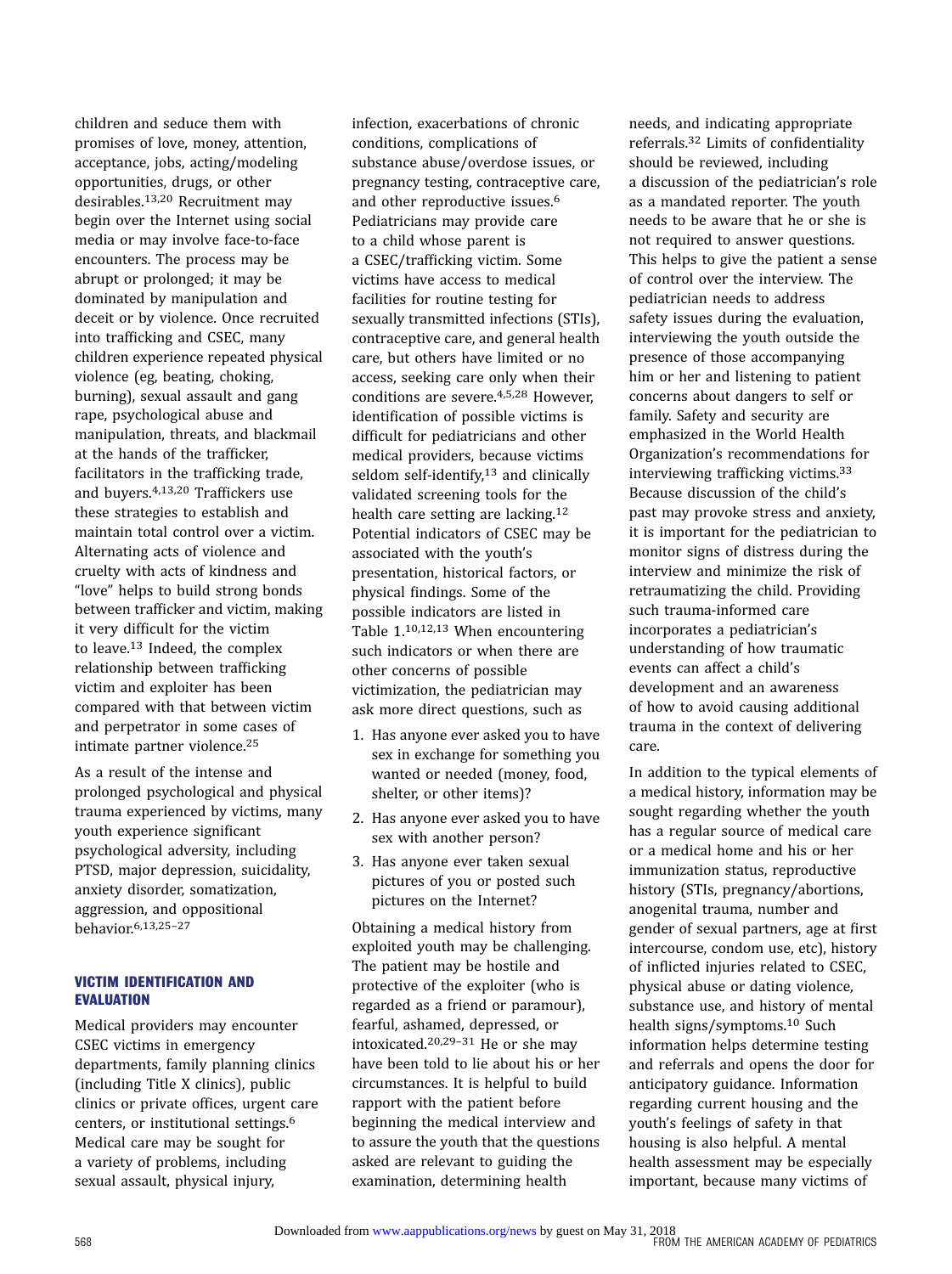children and seduce them with promises of love, money, attention, acceptance, jobs, acting/modeling opportunities, drugs, or other desirables.[13,20] Recruitment may begin over the Internet using social media or may involve face-to-face encounters. The process may be abrupt or prolonged; it may be dominated by manipulation and deceit or by violence. Once recruited into trafficking and CSEC, many children experience repeated physical violence (eg, beating, choking, burning), sexual assault and gang rape, psychological abuse and manipulation, threats, and blackmail at the hands of the trafficker, facilitators in the trafficking trade, and buyers.[4,13,20] Traffickers use these strategies to establish and maintain total control over a victim. Alternating acts of violence and cruelty with acts of kindness and "love" helps to build strong bonds between trafficker and victim, making it very difficult for the victim to leave.[13] Indeed, the complex relationship between trafficking victim and exploiter has been compared with that between victim and perpetrator in some cases of intimate partner violence.[25]

As a result of the intense and prolonged psychological and physical trauma experienced by victims, many youth experience significant psychological adversity, including PTSD, major depression, suicidality, anxiety disorder, somatization, aggression, and oppositional behavior.[6,13,25–27]

## VICTIM IDENTIFICATION AND EVALUATION

Medical providers may encounter CSEC victims in emergency departments, family planning clinics (including Title X clinics), public clinics or private offices, urgent care centers, or institutional settings.[6] Medical care may be sought for a variety of problems, including sexual assault, physical injury, infection, exacerbations of chronic conditions, complications of substance abuse/overdose issues, or pregnancy testing, contraceptive care, and other reproductive issues.[6] Pediatricians may provide care to a child whose parent is a CSEC/trafficking victim. Some victims have access to medical facilities for routine testing for sexually transmitted infections (STIs), contraceptive care, and general health care, but others have limited or no access, seeking care only when their conditions are severe.[4,5,28] However, identification of possible victims is difficult for pediatricians and other medical providers, because victims seldom self-identify,[13] and clinically validated screening tools for the health care setting are lacking.[12] Potential indicators of CSEC may be associated with the youth's presentation, historical factors, or physical findings. Some of the possible indicators are listed in Table 1.[10,12,13] When encountering such indicators or when there are other concerns of possible victimization, the pediatrician may ask more direct questions, such as

1. Has anyone ever asked you to have sex in exchange for something you wanted or needed (money, food, shelter, or other items)?
2. Has anyone ever asked you to have sex with another person?
3. Has anyone ever taken sexual pictures of you or posted such pictures on the Internet?

Obtaining a medical history from exploited youth may be challenging. The patient may be hostile and protective of the exploiter (who is regarded as a friend or paramour), fearful, ashamed, depressed, or intoxicated.[20,29–31] He or she may have been told to lie about his or her circumstances. It is helpful to build rapport with the patient before beginning the medical interview and to assure the youth that the questions asked are relevant to guiding the examination, determining health needs, and indicating appropriate referrals.[32] Limits of confidentiality should be reviewed, including a discussion of the pediatrician's role as a mandated reporter. The youth needs to be aware that he or she is not required to answer questions. This helps to give the patient a sense of control over the interview. The pediatrician needs to address safety issues during the evaluation, interviewing the youth outside the presence of those accompanying him or her and listening to patient concerns about dangers to self or family. Safety and security are emphasized in the World Health Organization's recommendations for interviewing trafficking victims.[33] Because discussion of the child's past may provoke stress and anxiety, it is important for the pediatrician to monitor signs of distress during the interview and minimize the risk of retraumatizing the child. Providing such trauma-informed care incorporates a pediatrician's understanding of how traumatic events can affect a child's development and an awareness of how to avoid causing additional trauma in the context of delivering care.

In addition to the typical elements of a medical history, information may be sought regarding whether the youth has a regular source of medical care or a medical home and his or her immunization status, reproductive history (STIs, pregnancy/abortions, anogenital trauma, number and gender of sexual partners, age at first intercourse, condom use, etc), history of inflicted injuries related to CSEC, physical abuse or dating violence, substance use, and history of mental health signs/symptoms.[10] Such information helps determine testing and referrals and opens the door for anticipatory guidance. Information regarding current housing and the youth's feelings of safety in that housing is also helpful. A mental health assessment may be especially important, because many victims of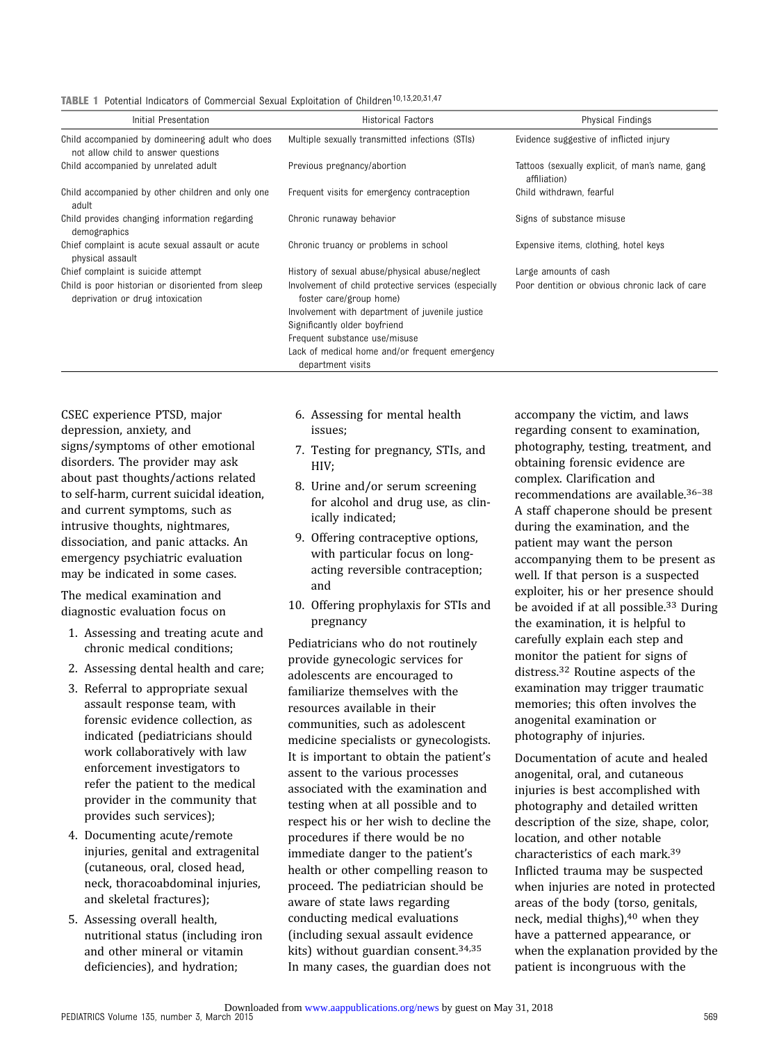**TABLE 1** Potential Indicators of Commercial Sexual Exploitation of Children[10,13,20,31,47]

| Initial Presentation | Historical Factors | Physical Findings |
|---|---|---|
| Child accompanied by domineering adult who does not allow child to answer questions | Multiple sexually transmitted infections (STIs) | Evidence suggestive of inflicted injury |
| Child accompanied by unrelated adult | Previous pregnancy/abortion | Tattoos (sexually explicit, of man's name, gang affiliation) |
| Child accompanied by other children and only one adult | Frequent visits for emergency contraception | Child withdrawn, fearful |
| Child provides changing information regarding demographics | Chronic runaway behavior | Signs of substance misuse |
| Chief complaint is acute sexual assault or acute physical assault | Chronic truancy or problems in school | Expensive items, clothing, hotel keys |
| Chief complaint is suicide attempt | History of sexual abuse/physical abuse/neglect | Large amounts of cash |
| Child is poor historian or disoriented from sleep deprivation or drug intoxication | Involvement of child protective services (especially foster care/group home) | Poor dentition or obvious chronic lack of care |
| | Involvement with department of juvenile justice | |
| | Significantly older boyfriend | |
| | Frequent substance use/misuse | |
| | Lack of medical home and/or frequent emergency department visits | |

CSEC experience PTSD, major depression, anxiety, and signs/symptoms of other emotional disorders. The provider may ask about past thoughts/actions related to self-harm, current suicidal ideation, and current symptoms, such as intrusive thoughts, nightmares, dissociation, and panic attacks. An emergency psychiatric evaluation may be indicated in some cases.

The medical examination and diagnostic evaluation focus on

1. Assessing and treating acute and chronic medical conditions;
2. Assessing dental health and care;
3. Referral to appropriate sexual assault response team, with forensic evidence collection, as indicated (pediatricians should work collaboratively with law enforcement investigators to refer the patient to the medical provider in the community that provides such services);
4. Documenting acute/remote injuries, genital and extragenital (cutaneous, oral, closed head, neck, thoracoabdominal injuries, and skeletal fractures);
5. Assessing overall health, nutritional status (including iron and other mineral or vitamin deficiencies), and hydration;
6. Assessing for mental health issues;
7. Testing for pregnancy, STIs, and HIV;
8. Urine and/or serum screening for alcohol and drug use, as clinically indicated;
9. Offering contraceptive options, with particular focus on long-acting reversible contraception; and
10. Offering prophylaxis for STIs and pregnancy

Pediatricians who do not routinely provide gynecologic services for adolescents are encouraged to familiarize themselves with the resources available in their communities, such as adolescent medicine specialists or gynecologists. It is important to obtain the patient's assent to the various processes associated with the examination and testing when at all possible and to respect his or her wish to decline the procedures if there would be no immediate danger to the patient's health or other compelling reason to proceed. The pediatrician should be aware of state laws regarding conducting medical evaluations (including sexual assault evidence kits) without guardian consent.[34,35] In many cases, the guardian does not accompany the victim, and laws regarding consent to examination, photography, testing, treatment, and obtaining forensic evidence are complex. Clarification and recommendations are available.[36–38] A staff chaperone should be present during the examination, and the patient may want the person accompanying them to be present as well. If that person is a suspected exploiter, his or her presence should be avoided if at all possible.[33] During the examination, it is helpful to carefully explain each step and monitor the patient for signs of distress.[32] Routine aspects of the examination may trigger traumatic memories; this often involves the anogenital examination or photography of injuries.

Documentation of acute and healed anogenital, oral, and cutaneous injuries is best accomplished with photography and detailed written description of the size, shape, color, location, and other notable characteristics of each mark.[39] Inflicted trauma may be suspected when injuries are noted in protected areas of the body (torso, genitals, neck, medial thighs),[40] when they have a patterned appearance, or when the explanation provided by the patient is incongruous with the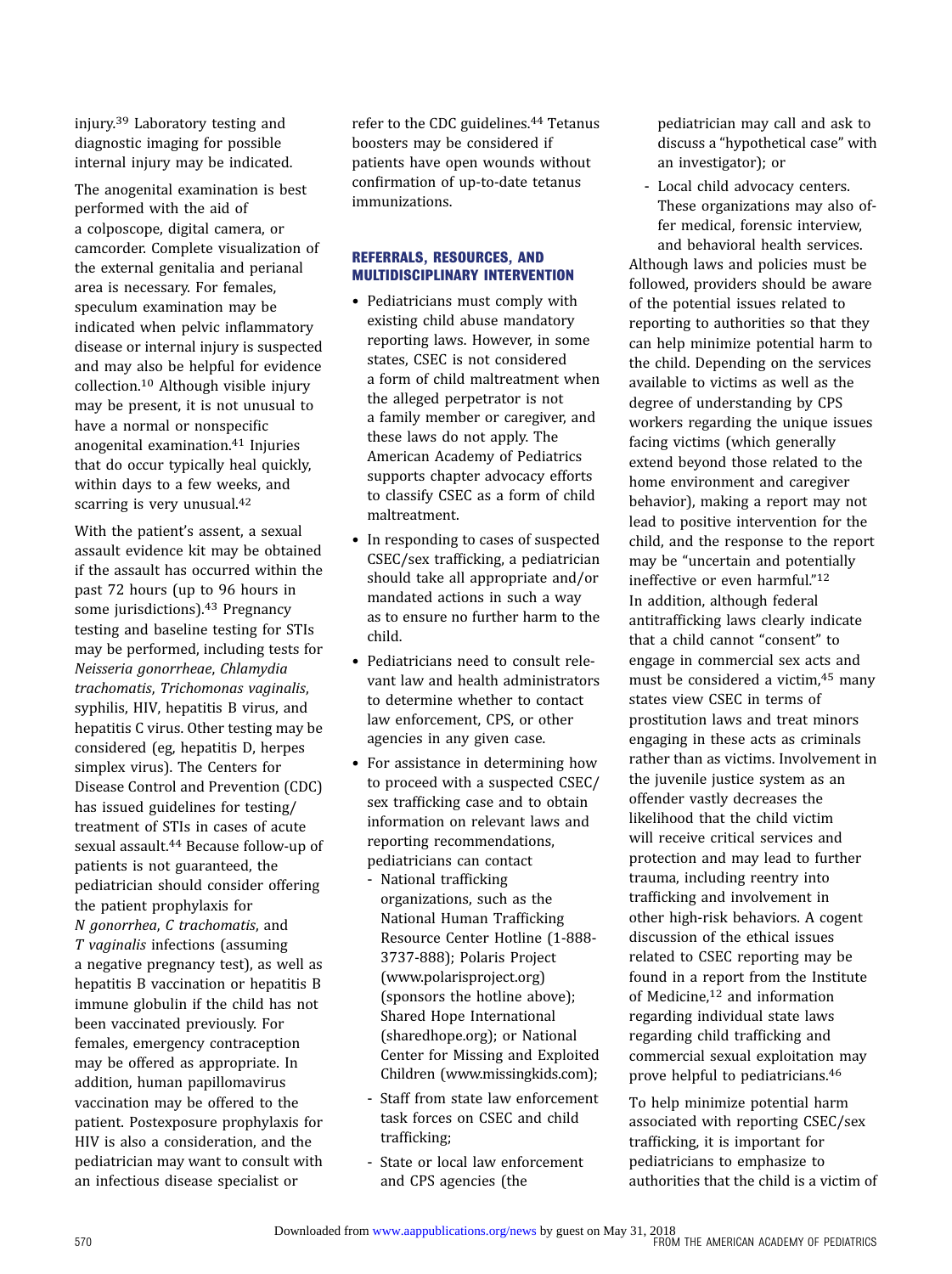injury.[39] Laboratory testing and diagnostic imaging for possible internal injury may be indicated.

The anogenital examination is best performed with the aid of a colposcope, digital camera, or camcorder. Complete visualization of the external genitalia and perianal area is necessary. For females, speculum examination may be indicated when pelvic inflammatory disease or internal injury is suspected and may also be helpful for evidence collection.[10] Although visible injury may be present, it is not unusual to have a normal or nonspecific anogenital examination.[41] Injuries that do occur typically heal quickly, within days to a few weeks, and scarring is very unusual.[42]

With the patient's assent, a sexual assault evidence kit may be obtained if the assault has occurred within the past 72 hours (up to 96 hours in some jurisdictions).[43] Pregnancy testing and baseline testing for STIs may be performed, including tests for *Neisseria gonorrheae*, *Chlamydia trachomatis*, *Trichomonas vaginalis*, syphilis, HIV, hepatitis B virus, and hepatitis C virus. Other testing may be considered (eg, hepatitis D, herpes simplex virus). The Centers for Disease Control and Prevention (CDC) has issued guidelines for testing/treatment of STIs in cases of acute sexual assault.[44] Because follow-up of patients is not guaranteed, the pediatrician should consider offering the patient prophylaxis for *N gonorrhea*, *C trachomatis*, and *T vaginalis* infections (assuming a negative pregnancy test), as well as hepatitis B vaccination or hepatitis B immune globulin if the child has not been vaccinated previously. For females, emergency contraception may be offered as appropriate. In addition, human papillomavirus vaccination may be offered to the patient. Postexposure prophylaxis for HIV is also a consideration, and the pediatrician may want to consult with an infectious disease specialist or refer to the CDC guidelines.[44] Tetanus boosters may be considered if patients have open wounds without confirmation of up-to-date tetanus immunizations.

## REFERRALS, RESOURCES, AND MULTIDISCIPLINARY INTERVENTION

- Pediatricians must comply with existing child abuse mandatory reporting laws. However, in some states, CSEC is not considered a form of child maltreatment when the alleged perpetrator is not a family member or caregiver, and these laws do not apply. The American Academy of Pediatrics supports chapter advocacy efforts to classify CSEC as a form of child maltreatment.
- In responding to cases of suspected CSEC/sex trafficking, a pediatrician should take all appropriate and/or mandated actions in such a way as to ensure no further harm to the child.
- Pediatricians need to consult relevant law and health administrators to determine whether to contact law enforcement, CPS, or other agencies in any given case.
- For assistance in determining how to proceed with a suspected CSEC/sex trafficking case and to obtain information on relevant laws and reporting recommendations, pediatricians can contact
  - National trafficking organizations, such as the National Human Trafficking Resource Center Hotline (1-888-3737-888); Polaris Project (www.polarisproject.org) (sponsors the hotline above); Shared Hope International (sharedhope.org); or National Center for Missing and Exploited Children (www.missingkids.com);
  - Staff from state law enforcement task forces on CSEC and child trafficking;
  - State or local law enforcement and CPS agencies (the pediatrician may call and ask to discuss a "hypothetical case" with an investigator); or
  - Local child advocacy centers. These organizations may also offer medical, forensic interview, and behavioral health services.

Although laws and policies must be followed, providers should be aware of the potential issues related to reporting to authorities so that they can help minimize potential harm to the child. Depending on the services available to victims as well as the degree of understanding by CPS workers regarding the unique issues facing victims (which generally extend beyond those related to the home environment and caregiver behavior), making a report may not lead to positive intervention for the child, and the response to the report may be "uncertain and potentially ineffective or even harmful."[12] In addition, although federal antitrafficking laws clearly indicate that a child cannot "consent" to engage in commercial sex acts and must be considered a victim,[45] many states view CSEC in terms of prostitution laws and treat minors engaging in these acts as criminals rather than as victims. Involvement in the juvenile justice system as an offender vastly decreases the likelihood that the child victim will receive critical services and protection and may lead to further trauma, including reentry into trafficking and involvement in other high-risk behaviors. A cogent discussion of the ethical issues related to CSEC reporting may be found in a report from the Institute of Medicine,[12] and information regarding individual state laws regarding child trafficking and commercial sexual exploitation may prove helpful to pediatricians.[46]

To help minimize potential harm associated with reporting CSEC/sex trafficking, it is important for pediatricians to emphasize to authorities that the child is a victim of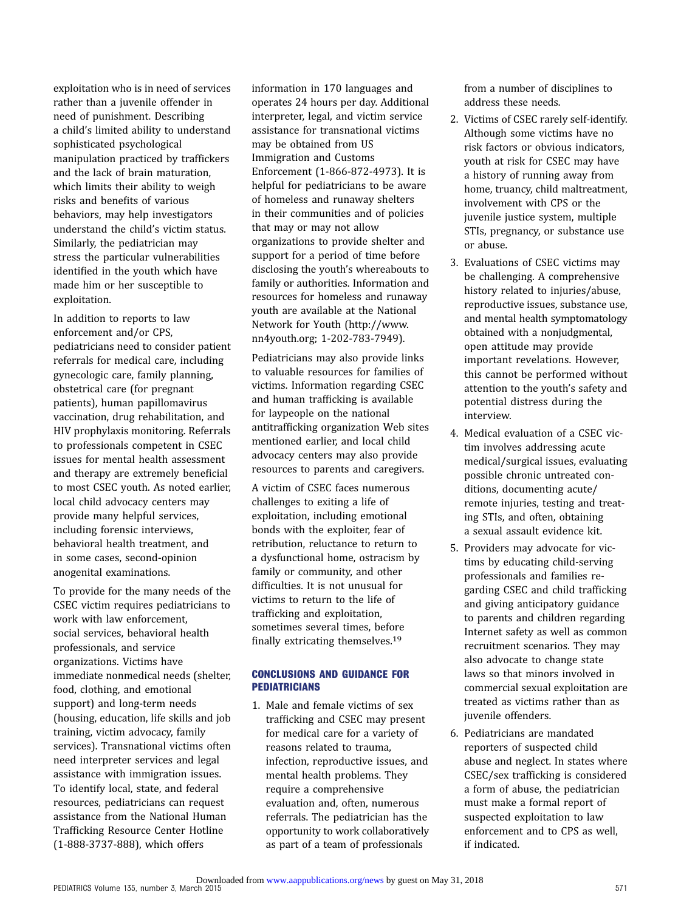exploitation who is in need of services rather than a juvenile offender in need of punishment. Describing a child's limited ability to understand sophisticated psychological manipulation practiced by traffickers and the lack of brain maturation, which limits their ability to weigh risks and benefits of various behaviors, may help investigators understand the child's victim status. Similarly, the pediatrician may stress the particular vulnerabilities identified in the youth which have made him or her susceptible to exploitation.

In addition to reports to law enforcement and/or CPS, pediatricians need to consider patient referrals for medical care, including gynecologic care, family planning, obstetrical care (for pregnant patients), human papillomavirus vaccination, drug rehabilitation, and HIV prophylaxis monitoring. Referrals to professionals competent in CSEC issues for mental health assessment and therapy are extremely beneficial to most CSEC youth. As noted earlier, local child advocacy centers may provide many helpful services, including forensic interviews, behavioral health treatment, and in some cases, second-opinion anogenital examinations.

To provide for the many needs of the CSEC victim requires pediatricians to work with law enforcement, social services, behavioral health professionals, and service organizations. Victims have immediate nonmedical needs (shelter, food, clothing, and emotional support) and long-term needs (housing, education, life skills and job training, victim advocacy, family services). Transnational victims often need interpreter services and legal assistance with immigration issues. To identify local, state, and federal resources, pediatricians can request assistance from the National Human Trafficking Resource Center Hotline (1-888-3737-888), which offers information in 170 languages and operates 24 hours per day. Additional interpreter, legal, and victim service assistance for transnational victims may be obtained from US Immigration and Customs Enforcement (1-866-872-4973). It is helpful for pediatricians to be aware of homeless and runaway shelters in their communities and of policies that may or may not allow organizations to provide shelter and support for a period of time before disclosing the youth's whereabouts to family or authorities. Information and resources for homeless and runaway youth are available at the National Network for Youth (http://www.nn4youth.org; 1-202-783-7949).

Pediatricians may also provide links to valuable resources for families of victims. Information regarding CSEC and human trafficking is available for laypeople on the national antitrafficking organization Web sites mentioned earlier, and local child advocacy centers may also provide resources to parents and caregivers.

A victim of CSEC faces numerous challenges to exiting a life of exploitation, including emotional bonds with the exploiter, fear of retribution, reluctance to return to a dysfunctional home, ostracism by family or community, and other difficulties. It is not unusual for victims to return to the life of trafficking and exploitation, sometimes several times, before finally extricating themselves.[19]

## CONCLUSIONS AND GUIDANCE FOR PEDIATRICIANS

1. Male and female victims of sex trafficking and CSEC may present for medical care for a variety of reasons related to trauma, infection, reproductive issues, and mental health problems. They require a comprehensive evaluation and, often, numerous referrals. The pediatrician has the opportunity to work collaboratively as part of a team of professionals from a number of disciplines to address these needs.
2. Victims of CSEC rarely self-identify. Although some victims have no risk factors or obvious indicators, youth at risk for CSEC may have a history of running away from home, truancy, child maltreatment, involvement with CPS or the juvenile justice system, multiple STIs, pregnancy, or substance use or abuse.
3. Evaluations of CSEC victims may be challenging. A comprehensive history related to injuries/abuse, reproductive issues, substance use, and mental health symptomatology obtained with a nonjudgmental, open attitude may provide important revelations. However, this cannot be performed without attention to the youth's safety and potential distress during the interview.
4. Medical evaluation of a CSEC victim involves addressing acute medical/surgical issues, evaluating possible chronic untreated conditions, documenting acute/remote injuries, testing and treating STIs, and often, obtaining a sexual assault evidence kit.
5. Providers may advocate for victims by educating child-serving professionals and families regarding CSEC and child trafficking and giving anticipatory guidance to parents and children regarding Internet safety as well as common recruitment scenarios. They may also advocate to change state laws so that minors involved in commercial sexual exploitation are treated as victims rather than as juvenile offenders.
6. Pediatricians are mandated reporters of suspected child abuse and neglect. In states where CSEC/sex trafficking is considered a form of abuse, the pediatrician must make a formal report of suspected exploitation to law enforcement and to CPS as well, if indicated.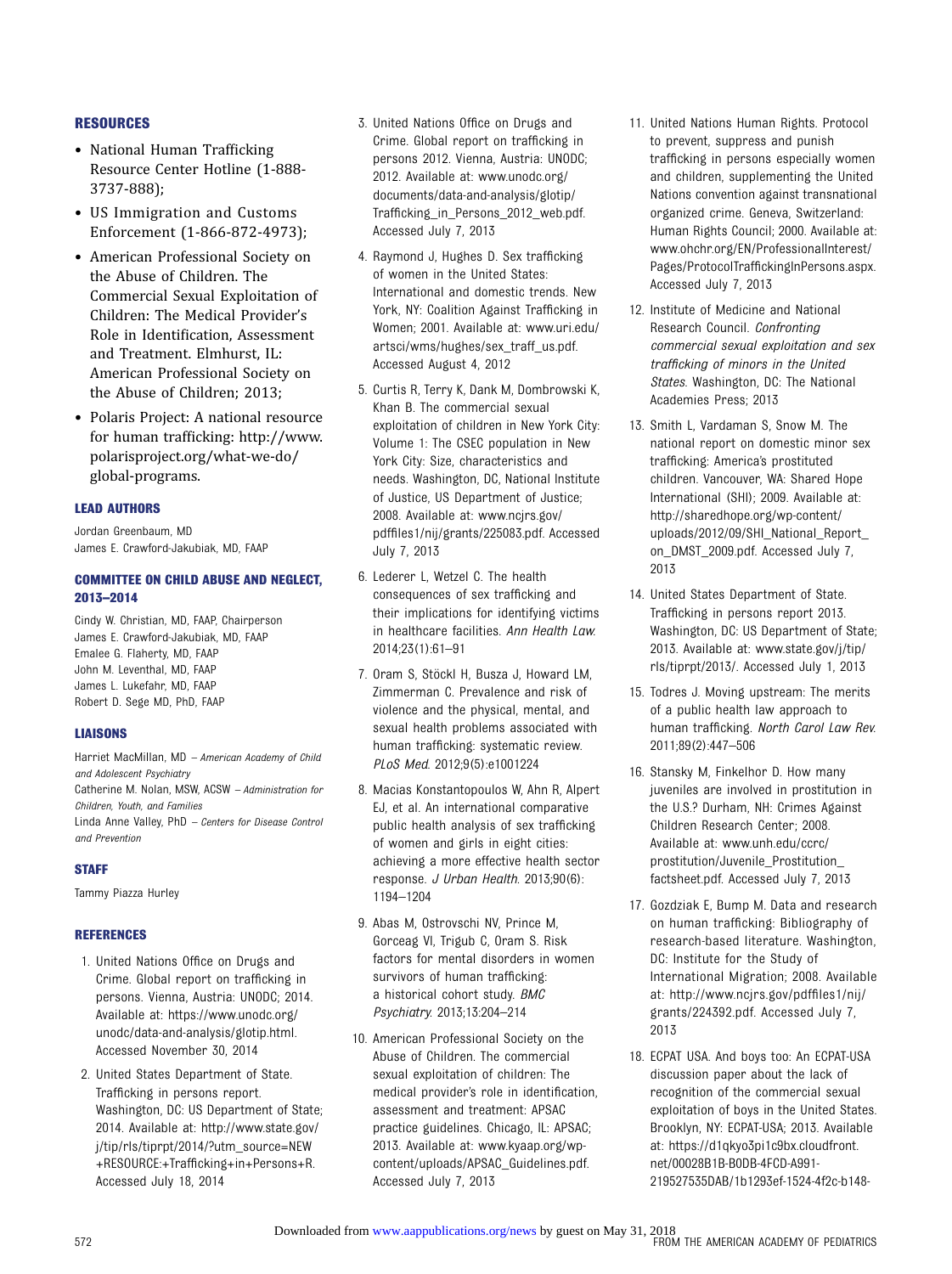## RESOURCES

- National Human Trafficking Resource Center Hotline (1-888-3737-888);
- US Immigration and Customs Enforcement (1-866-872-4973);
- American Professional Society on the Abuse of Children. The Commercial Sexual Exploitation of Children: The Medical Provider's Role in Identification, Assessment and Treatment. Elmhurst, IL: American Professional Society on the Abuse of Children; 2013;
- Polaris Project: A national resource for human trafficking: http://www.polarisproject.org/what-we-do/global-programs.

### LEAD AUTHORS

Jordan Greenbaum, MD
James E. Crawford-Jakubiak, MD, FAAP

### COMMITTEE ON CHILD ABUSE AND NEGLECT, 2013–2014

Cindy W. Christian, MD, FAAP, Chairperson
James E. Crawford-Jakubiak, MD, FAAP
Emalee G. Flaherty, MD, FAAP
John M. Leventhal, MD, FAAP
James L. Lukefahr, MD, FAAP
Robert D. Sege MD, PhD, FAAP

### LIAISONS

Harriet MacMillan, MD – *American Academy of Child and Adolescent Psychiatry*
Catherine M. Nolan, MSW, ACSW – *Administration for Children, Youth, and Families*
Linda Anne Valley, PhD – *Centers for Disease Control and Prevention*

### STAFF

Tammy Piazza Hurley

### REFERENCES

1. United Nations Office on Drugs and Crime. Global report on trafficking in persons. Vienna, Austria: UNODC; 2014. Available at: https://www.unodc.org/unodc/data-and-analysis/glotip.html. Accessed November 30, 2014
2. United States Department of State. Trafficking in persons report. Washington, DC: US Department of State; 2014. Available at: http://www.state.gov/j/tip/rls/tiprpt/2014/?utm_source=NEW+RESOURCE:+Trafficking+in+Persons+R. Accessed July 18, 2014
3. United Nations Office on Drugs and Crime. Global report on trafficking in persons 2012. Vienna, Austria: UNODC; 2012. Available at: www.unodc.org/documents/data-and-analysis/glotip/Trafficking_in_Persons_2012_web.pdf. Accessed July 7, 2013
4. Raymond J, Hughes D. Sex trafficking of women in the United States: International and domestic trends. New York, NY: Coalition Against Trafficking in Women; 2001. Available at: www.uri.edu/artsci/wms/hughes/sex_traff_us.pdf. Accessed August 4, 2012
5. Curtis R, Terry K, Dank M, Dombrowski K, Khan B. The commercial sexual exploitation of children in New York City: Volume 1: The CSEC population in New York City: Size, characteristics and needs. Washington, DC, National Institute of Justice, US Department of Justice; 2008. Available at: www.ncjrs.gov/pdffiles1/nij/grants/225083.pdf. Accessed July 7, 2013
6. Lederer L, Wetzel C. The health consequences of sex trafficking and their implications for identifying victims in healthcare facilities. *Ann Health Law*. 2014;23(1):61–91
7. Oram S, Stöckl H, Busza J, Howard LM, Zimmerman C. Prevalence and risk of violence and the physical, mental, and sexual health problems associated with human trafficking: systematic review. *PLoS Med*. 2012;9(5):e1001224
8. Macias Konstantopoulos W, Ahn R, Alpert EJ, et al. An international comparative public health analysis of sex trafficking of women and girls in eight cities: achieving a more effective health sector response. *J Urban Health*. 2013;90(6):1194–1204
9. Abas M, Ostrovschi NV, Prince M, Gorceag VI, Trigub C, Oram S. Risk factors for mental disorders in women survivors of human trafficking: a historical cohort study. *BMC Psychiatry*. 2013;13:204–214
10. American Professional Society on the Abuse of Children. The commercial sexual exploitation of children: The medical provider's role in identification, assessment and treatment: APSAC practice guidelines. Chicago, IL: APSAC; 2013. Available at: www.kyaap.org/wp-content/uploads/APSAC_Guidelines.pdf. Accessed July 7, 2013
11. United Nations Human Rights. Protocol to prevent, suppress and punish trafficking in persons especially women and children, supplementing the United Nations convention against transnational organized crime. Geneva, Switzerland: Human Rights Council; 2000. Available at: www.ohchr.org/EN/ProfessionalInterest/Pages/ProtocolTraffickingInPersons.aspx. Accessed July 7, 2013
12. Institute of Medicine and National Research Council. *Confronting commercial sexual exploitation and sex trafficking of minors in the United States*. Washington, DC: The National Academies Press; 2013
13. Smith L, Vardaman S, Snow M. The national report on domestic minor sex trafficking: America's prostituted children. Vancouver, WA: Shared Hope International (SHI); 2009. Available at: http://sharedhope.org/wp-content/uploads/2012/09/SHI_National_Report_on_DMST_2009.pdf. Accessed July 7, 2013
14. United States Department of State. Trafficking in persons report 2013. Washington, DC: US Department of State; 2013. Available at: www.state.gov/j/tip/rls/tiprpt/2013/. Accessed July 1, 2013
15. Todres J. Moving upstream: The merits of a public health law approach to human trafficking. *North Carol Law Rev*. 2011;89(2):447–506
16. Stansky M, Finkelhor D. How many juveniles are involved in prostitution in the U.S.? Durham, NH: Crimes Against Children Research Center; 2008. Available at: www.unh.edu/ccrc/prostitution/Juvenile_Prostitution_factsheet.pdf. Accessed July 7, 2013
17. Gozdziak E, Bump M. Data and research on human trafficking: Bibliography of research-based literature. Washington, DC: Institute for the Study of International Migration; 2008. Available at: http://www.ncjrs.gov/pdffiles1/nij/grants/224392.pdf. Accessed July 7, 2013
18. ECPAT USA. And boys too: An ECPAT-USA discussion paper about the lack of recognition of the commercial sexual exploitation of boys in the United States. Brooklyn, NY: ECPAT-USA; 2013. Available at: https://d1qkyo3pi1c9bx.cloudfront.net/00028B1B-B0DB-4FCD-A991-219527535DAB/1b1293ef-1524-4f2c-b148-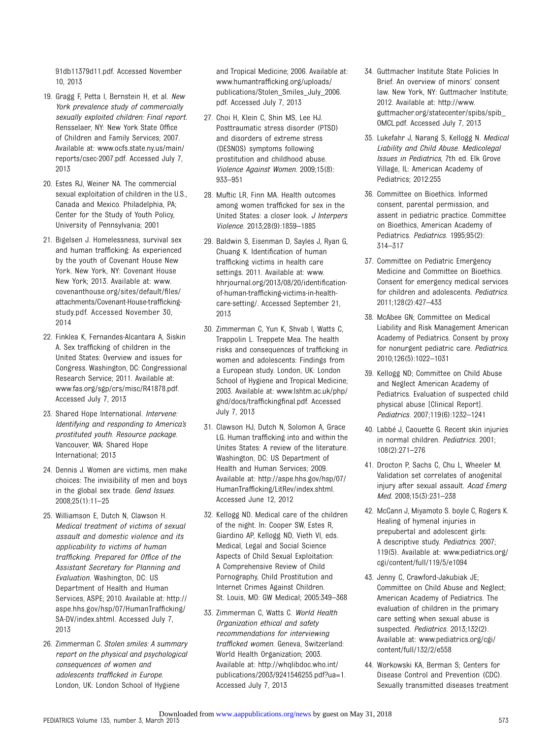91db11379d11.pdf. Accessed November 10, 2013

19. Gragg F, Petta I, Bernstein H, et al. *New York prevalence study of commercially sexually exploited children: Final report.* Rensselaer, NY: New York State Office of Children and Family Services; 2007. Available at: www.ocfs.state.ny.us/main/reports/csec-2007.pdf. Accessed July 7, 2013

20. Estes RJ, Weiner NA. The commercial sexual exploitation of children in the U.S., Canada and Mexico. Philadelphia, PA; Center for the Study of Youth Policy, University of Pennsylvania; 2001

21. Bigelsen J. Homelessness, survival sex and human trafficking: As experienced by the youth of Covenant House New York. New York, NY: Covenant House New York; 2013. Available at: www.covenanthouse.org/sites/default/files/attachments/Covenant-House-trafficking-study.pdf. Accessed November 30, 2014

22. Finklea K, Fernandes-Alcantara A, Siskin A. Sex trafficking of children in the United States: Overview and issues for Congress. Washington, DC: Congressional Research Service; 2011. Available at: www.fas.org/sgp/crs/misc/R41878.pdf. Accessed July 7, 2013

23. Shared Hope International. *Intervene: Identifying and responding to America's prostituted youth. Resource package.* Vancouver, WA: Shared Hope International; 2013

24. Dennis J. Women are victims, men make choices: The invisibility of men and boys in the global sex trade. *Gend Issues.* 2008;25(1):11–25

25. Williamson E, Dutch N, Clawson H. *Medical treatment of victims of sexual assault and domestic violence and its applicability to victims of human trafficking. Prepared for Office of the Assistant Secretary for Planning and Evaluation.* Washington, DC: US Department of Health and Human Services, ASPE; 2010. Available at: http://aspe.hhs.gov/hsp/07/HumanTrafficking/SA-DV/index.shtml. Accessed July 7, 2013

26. Zimmerman C. *Stolen smiles: A summary report on the physical and psychological consequences of women and adolescents trafficked in Europe.* London, UK: London School of Hygiene and Tropical Medicine; 2006. Available at: www.humantrafficking.org/uploads/publications/Stolen_Smiles_July_2006.pdf. Accessed July 7, 2013

27. Choi H, Klein C, Shin MS, Lee HJ. Posttraumatic stress disorder (PTSD) and disorders of extreme stress (DESNOS) symptoms following prostitution and childhood abuse. *Violence Against Women.* 2009;15(8):933–951

28. Muftic LR, Finn MA. Health outcomes among women trafficked for sex in the United States: a closer look. *J Interpers Violence.* 2013;28(9):1859–1885

29. Baldwin S, Eisenman D, Sayles J, Ryan G, Chuang K. Identification of human trafficking victims in health care settings. 2011. Available at: www.hhrjournal.org/2013/08/20/identification-of-human-trafficking-victims-in-health-care-setting/. Accessed September 21, 2013

30. Zimmerman C, Yun K, Shvab I, Watts C, Trappolin L. Treppete Mea. The health risks and consequences of trafficking in women and adolescents: Findings from a European study. London, UK: London School of Hygiene and Tropical Medicine; 2003. Available at: www.lshtm.ac.uk/php/ghd/docs/traffickingfinal.pdf. Accessed July 7, 2013

31. Clawson HJ, Dutch N, Solomon A, Grace LG. Human trafficking into and within the Unites States: A review of the literature. Washington, DC: US Department of Health and Human Services; 2009. Available at: http://aspe.hhs.gov/hsp/07/HumanTrafficking/LitRev/index.shtml. Accessed June 12, 2012

32. Kellogg ND. Medical care of the children of the night. In: Cooper SW, Estes R, Giardino AP, Kellogg ND, Vieth VI, eds. Medical, Legal and Social Science Aspects of Child Sexual Exploitation: A Comprehensive Review of Child Pornography, Child Prostitution and Internet Crimes Against Children. St. Louis, MO: GW Medical; 2005:349–368

33. Zimmerman C, Watts C. *World Health Organization ethical and safety recommendations for interviewing trafficked women.* Geneva, Switzerland: World Health Organization; 2003. Available at: http://whqlibdoc.who.int/publications/2003/9241546255.pdf?ua=1. Accessed July 7, 2013

34. Guttmacher Institute State Policies In Brief. An overview of minors' consent law. New York, NY: Guttmacher Institute; 2012. Available at: http://www.guttmacher.org/statecenter/spibs/spib_OMCL.pdf. Accessed July 7, 2013

35. Lukefahr J, Narang S, Kellogg N. *Medical Liability and Child Abuse. Medicolegal Issues in Pediatrics*, 7th ed. Elk Grove Village, IL: American Academy of Pediatrics; 2012:255

36. Committee on Bioethics. Informed consent, parental permission, and assent in pediatric practice. Committee on Bioethics, American Academy of Pediatrics. *Pediatrics.* 1995;95(2):314–317

37. Committee on Pediatric Emergency Medicine and Committee on Bioethics. Consent for emergency medical services for children and adolescents. *Pediatrics.* 2011;128(2):427–433

38. McAbee GN; Committee on Medical Liability and Risk Management American Academy of Pediatrics. Consent by proxy for nonurgent pediatric care. *Pediatrics.* 2010;126(5):1022–1031

39. Kellogg ND; Committee on Child Abuse and Neglect American Academy of Pediatrics. Evaluation of suspected child physical abuse [Clinical Report]. *Pediatrics.* 2007;119(6):1232–1241

40. Labbé J, Caouette G. Recent skin injuries in normal children. *Pediatrics.* 2001;108(2):271–276

41. Drocton P, Sachs C, Chu L, Wheeler M. Validation set correlates of anogenital injury after sexual assault. *Acad Emerg Med.* 2008;15(3):231–238

42. McCann J, Miyamoto S. boyle C, Rogers K. Healing of hymenal injuries in prepubertal and adolescent girls: A descriptive study. *Pediatrics.* 2007;119(5). Available at: www.pediatrics.org/cgi/content/full/119/5/e1094

43. Jenny C, Crawford-Jakubiak JE; Committee on Child Abuse and Neglect; American Academy of Pediatrics. The evaluation of children in the primary care setting when sexual abuse is suspected. *Pediatrics.* 2013;132(2). Available at: www.pediatrics.org/cgi/content/full/132/2/e558

44. Workowski KA, Berman S; Centers for Disease Control and Prevention (CDC). Sexually transmitted diseases treatment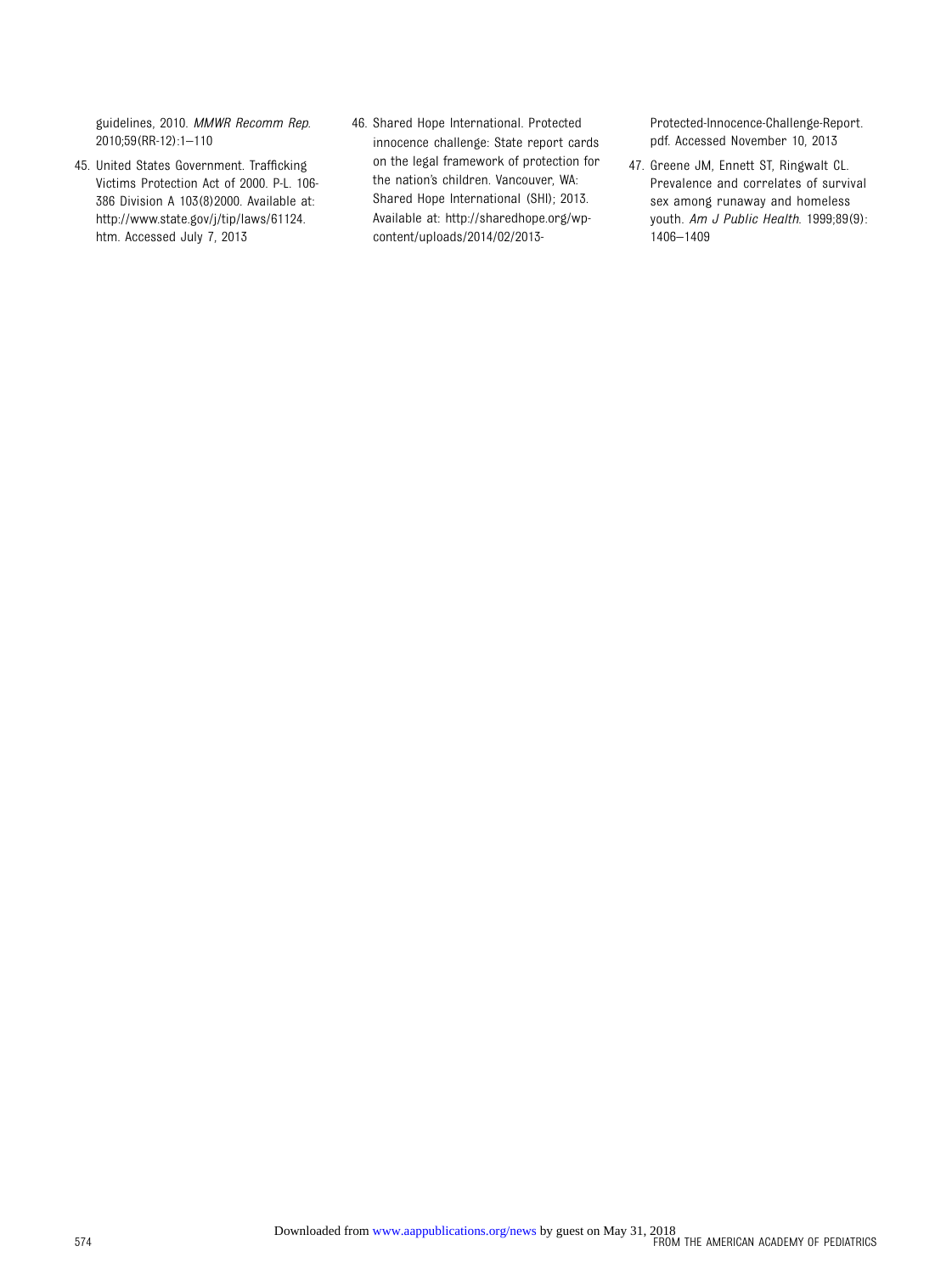guidelines, 2010. *MMWR Recomm Rep*. 2010;59(RR-12):1–110

45. United States Government. Trafficking Victims Protection Act of 2000. P-L. 106-386 Division A 103(8)2000. Available at: http://www.state.gov/j/tip/laws/61124.htm. Accessed July 7, 2013

46. Shared Hope International. Protected innocence challenge: State report cards on the legal framework of protection for the nation's children. Vancouver, WA: Shared Hope International (SHI); 2013. Available at: http://sharedhope.org/wp-content/uploads/2014/02/2013-Protected-Innocence-Challenge-Report.pdf. Accessed November 10, 2013

47. Greene JM, Ennett ST, Ringwalt CL. Prevalence and correlates of survival sex among runaway and homeless youth. *Am J Public Health*. 1999;89(9):1406–1409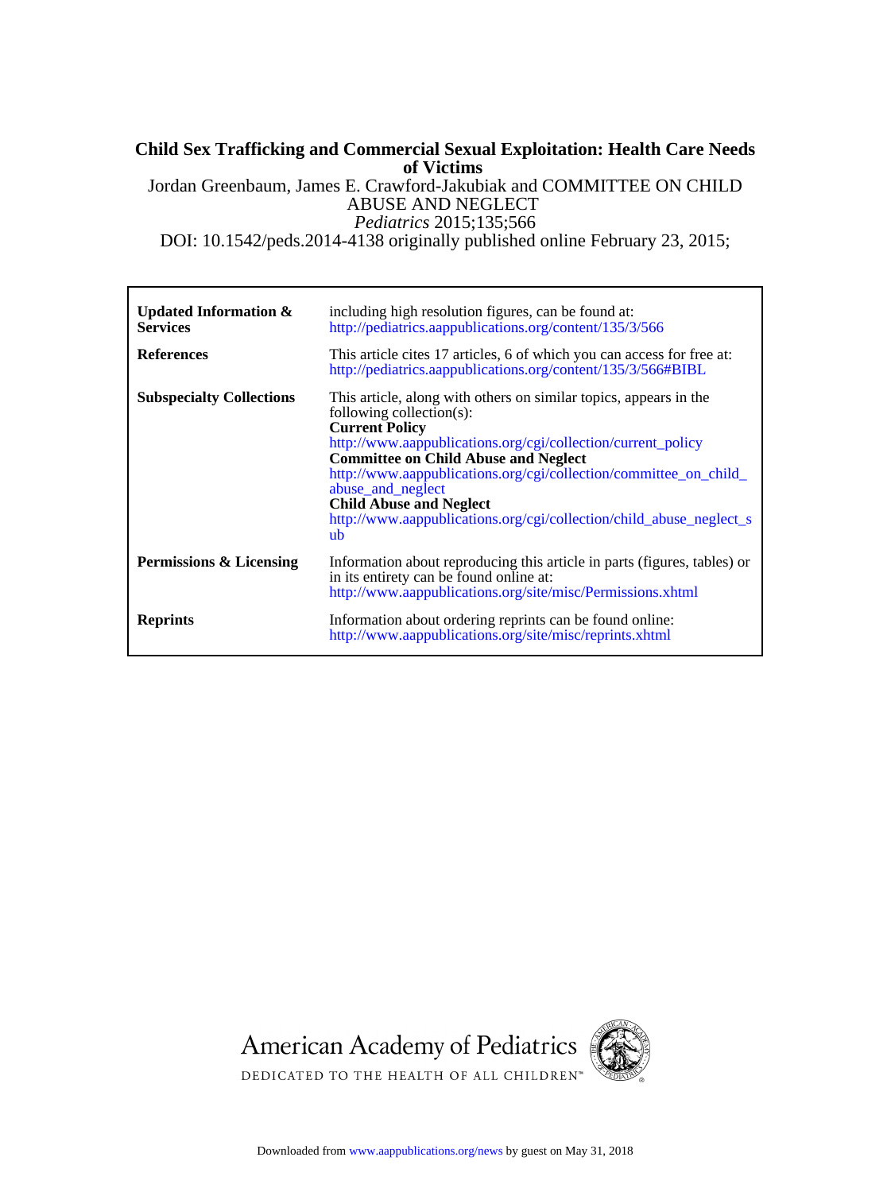# Child Sex Trafficking and Commercial Sexual Exploitation: Health Care Needs of Victims

Jordan Greenbaum, James E. Crawford-Jakubiak and COMMITTEE ON CHILD ABUSE AND NEGLECT

*Pediatrics* 2015;135;566

DOI: 10.1542/peds.2014-4138 originally published online February 23, 2015;

| | |
|---|---|
| **Updated Information & Services** | including high resolution figures, can be found at: http://pediatrics.aappublications.org/content/135/3/566 |
| **References** | This article cites 17 articles, 6 of which you can access for free at: http://pediatrics.aappublications.org/content/135/3/566#BIBL |
| **Subspecialty Collections** | This article, along with others on similar topics, appears in the following collection(s): **Current Policy** http://www.aappublications.org/cgi/collection/current_policy **Committee on Child Abuse and Neglect** http://www.aappublications.org/cgi/collection/committee_on_child_abuse_and_neglect **Child Abuse and Neglect** http://www.aappublications.org/cgi/collection/child_abuse_neglect_sub |
| **Permissions & Licensing** | Information about reproducing this article in parts (figures, tables) or in its entirety can be found online at: http://www.aappublications.org/site/misc/Permissions.xhtml |
| **Reprints** | Information about ordering reprints can be found online: http://www.aappublications.org/site/misc/reprints.xhtml |

American Academy of Pediatrics

DEDICATED TO THE HEALTH OF ALL CHILDREN™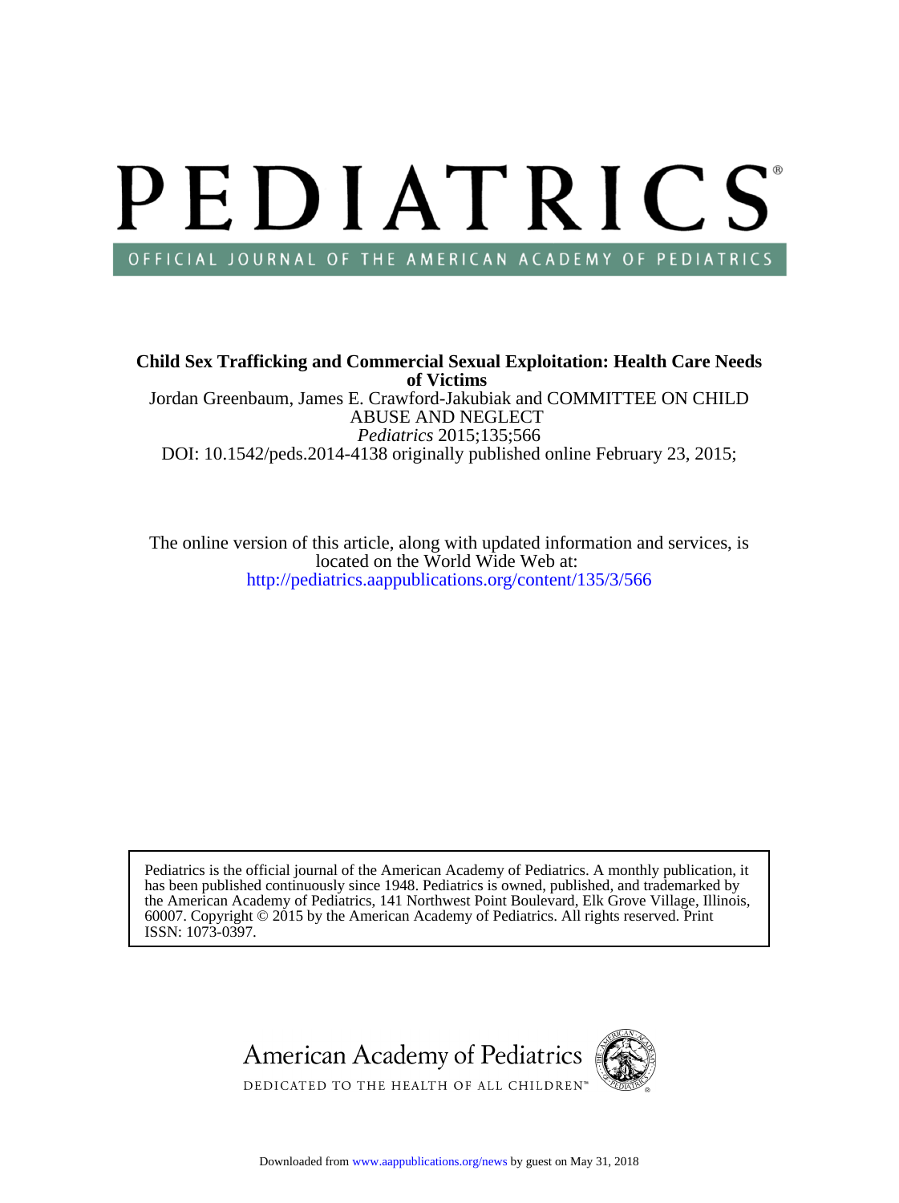# PEDIATRICS

OFFICIAL JOURNAL OF THE AMERICAN ACADEMY OF PEDIATRICS

**Child Sex Trafficking and Commercial Sexual Exploitation: Health Care Needs of Victims**

Jordan Greenbaum, James E. Crawford-Jakubiak and COMMITTEE ON CHILD ABUSE AND NEGLECT

*Pediatrics* 2015;135;566

DOI: 10.1542/peds.2014-4138 originally published online February 23, 2015;

The online version of this article, along with updated information and services, is located on the World Wide Web at:

http://pediatrics.aappublications.org/content/135/3/566

Pediatrics is the official journal of the American Academy of Pediatrics. A monthly publication, it has been published continuously since 1948. Pediatrics is owned, published, and trademarked by the American Academy of Pediatrics, 141 Northwest Point Boulevard, Elk Grove Village, Illinois, 60007. Copyright © 2015 by the American Academy of Pediatrics. All rights reserved. Print ISSN: 1073-0397.

American Academy of Pediatrics

DEDICATED TO THE HEALTH OF ALL CHILDREN™

Downloaded from www.aappublications.org/news by guest on May 31, 2018